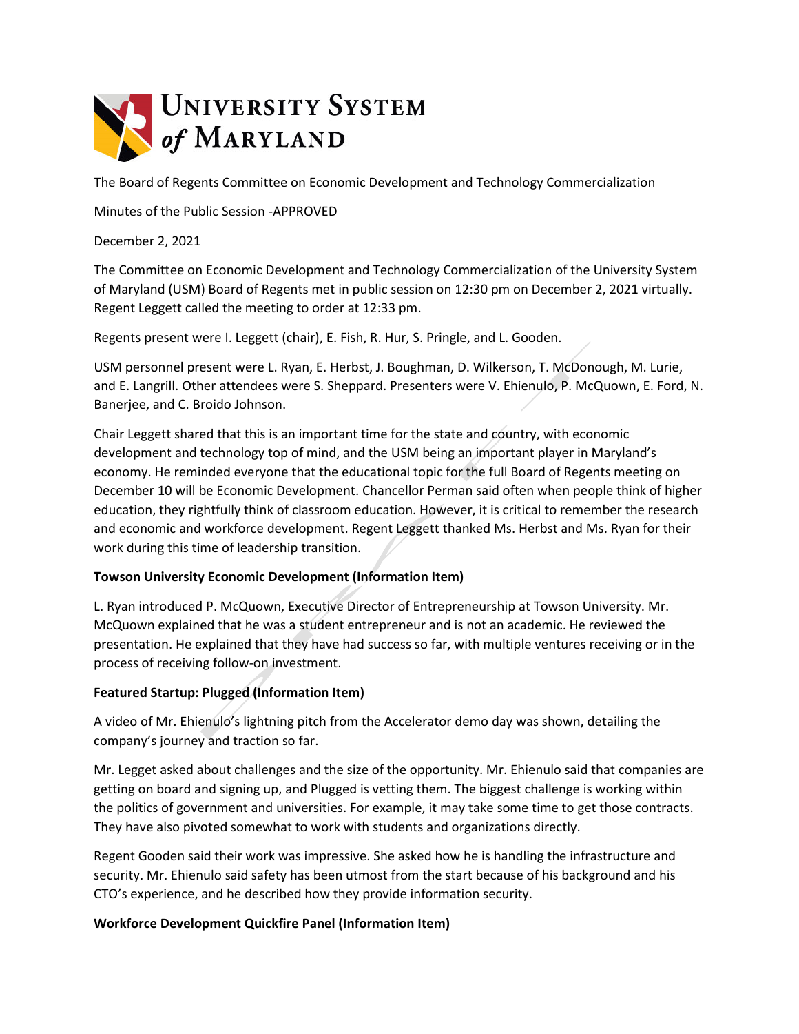# University System of Maryland

The Board of Regents Committee on Economic Development and Technology Commercialization

Minutes of the Public Session -APPROVED

December 2, 2021

The Committee on Economic Development and Technology Commercialization of the University System of Maryland (USM) Board of Regents met in public session on 12:30 pm on December 2, 2021 virtually. Regent Leggett called the meeting to order at 12:33 pm.

Regents present were I. Leggett (chair), E. Fish, R. Hur, S. Pringle, and L. Gooden.

USM personnel present were L. Ryan, E. Herbst, J. Boughman, D. Wilkerson, T. McDonough, M. Lurie, and E. Langrill. Other attendees were S. Sheppard. Presenters were V. Ehienulo, P. McQuown, E. Ford, N. Banerjee, and C. Broido Johnson.

Chair Leggett shared that this is an important time for the state and country, with economic development and technology top of mind, and the USM being an important player in Maryland's economy. He reminded everyone that the educational topic for the full Board of Regents meeting on December 10 will be Economic Development. Chancellor Perman said often when people think of higher education, they rightfully think of classroom education. However, it is critical to remember the research and economic and workforce development. Regent Leggett thanked Ms. Herbst and Ms. Ryan for their work during this time of leadership transition.

**Towson University Economic Development (Information Item)**

L. Ryan introduced P. McQuown, Executive Director of Entrepreneurship at Towson University. Mr. McQuown explained that he was a student entrepreneur and is not an academic. He reviewed the presentation. He explained that they have had success so far, with multiple ventures receiving or in the process of receiving follow-on investment.

**Featured Startup: Plugged (Information Item)**

A video of Mr. Ehienulo's lightning pitch from the Accelerator demo day was shown, detailing the company's journey and traction so far.

Mr. Legget asked about challenges and the size of the opportunity. Mr. Ehienulo said that companies are getting on board and signing up, and Plugged is vetting them. The biggest challenge is working within the politics of government and universities. For example, it may take some time to get those contracts. They have also pivoted somewhat to work with students and organizations directly.

Regent Gooden said their work was impressive. She asked how he is handling the infrastructure and security. Mr. Ehienulo said safety has been utmost from the start because of his background and his CTO's experience, and he described how they provide information security.

**Workforce Development Quickfire Panel (Information Item)**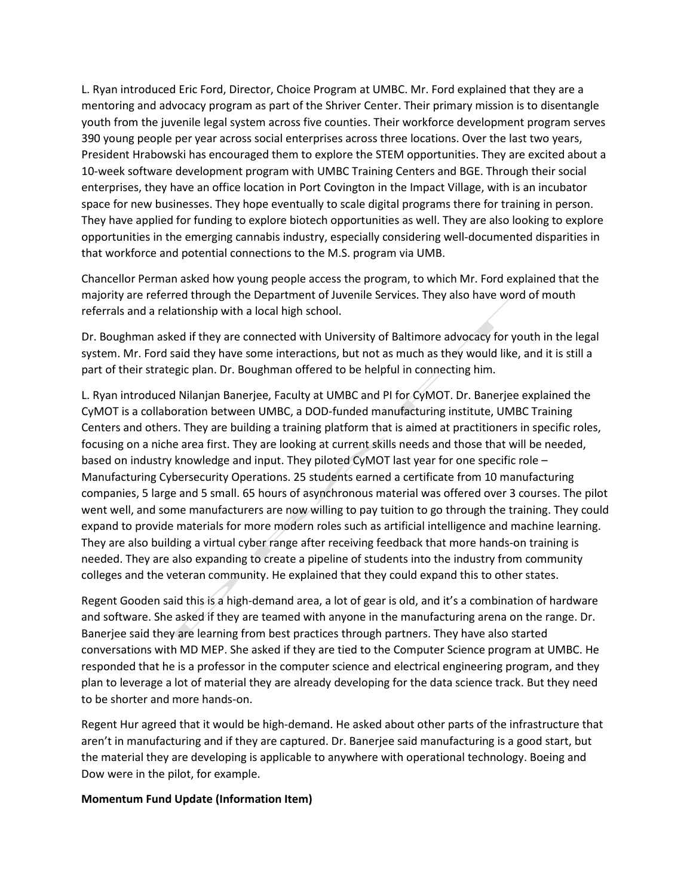L. Ryan introduced Eric Ford, Director, Choice Program at UMBC. Mr. Ford explained that they are a mentoring and advocacy program as part of the Shriver Center. Their primary mission is to disentangle youth from the juvenile legal system across five counties. Their workforce development program serves 390 young people per year across social enterprises across three locations. Over the last two years, President Hrabowski has encouraged them to explore the STEM opportunities. They are excited about a 10-week software development program with UMBC Training Centers and BGE. Through their social enterprises, they have an office location in Port Covington in the Impact Village, with is an incubator space for new businesses. They hope eventually to scale digital programs there for training in person. They have applied for funding to explore biotech opportunities as well. They are also looking to explore opportunities in the emerging cannabis industry, especially considering well-documented disparities in that workforce and potential connections to the M.S. program via UMB.

Chancellor Perman asked how young people access the program, to which Mr. Ford explained that the majority are referred through the Department of Juvenile Services. They also have word of mouth referrals and a relationship with a local high school.

Dr. Boughman asked if they are connected with University of Baltimore advocacy for youth in the legal system. Mr. Ford said they have some interactions, but not as much as they would like, and it is still a part of their strategic plan. Dr. Boughman offered to be helpful in connecting him.

L. Ryan introduced Nilanjan Banerjee, Faculty at UMBC and PI for CyMOT. Dr. Banerjee explained the CyMOT is a collaboration between UMBC, a DOD-funded manufacturing institute, UMBC Training Centers and others. They are building a training platform that is aimed at practitioners in specific roles, focusing on a niche area first. They are looking at current skills needs and those that will be needed, based on industry knowledge and input. They piloted CyMOT last year for one specific role – Manufacturing Cybersecurity Operations. 25 students earned a certificate from 10 manufacturing companies, 5 large and 5 small. 65 hours of asynchronous material was offered over 3 courses. The pilot went well, and some manufacturers are now willing to pay tuition to go through the training. They could expand to provide materials for more modern roles such as artificial intelligence and machine learning. They are also building a virtual cyber range after receiving feedback that more hands-on training is needed. They are also expanding to create a pipeline of students into the industry from community colleges and the veteran community. He explained that they could expand this to other states.

Regent Gooden said this is a high-demand area, a lot of gear is old, and it's a combination of hardware and software. She asked if they are teamed with anyone in the manufacturing arena on the range. Dr. Banerjee said they are learning from best practices through partners. They have also started conversations with MD MEP. She asked if they are tied to the Computer Science program at UMBC. He responded that he is a professor in the computer science and electrical engineering program, and they plan to leverage a lot of material they are already developing for the data science track. But they need to be shorter and more hands-on.

Regent Hur agreed that it would be high-demand. He asked about other parts of the infrastructure that aren't in manufacturing and if they are captured. Dr. Banerjee said manufacturing is a good start, but the material they are developing is applicable to anywhere with operational technology. Boeing and Dow were in the pilot, for example.

**Momentum Fund Update (Information Item)**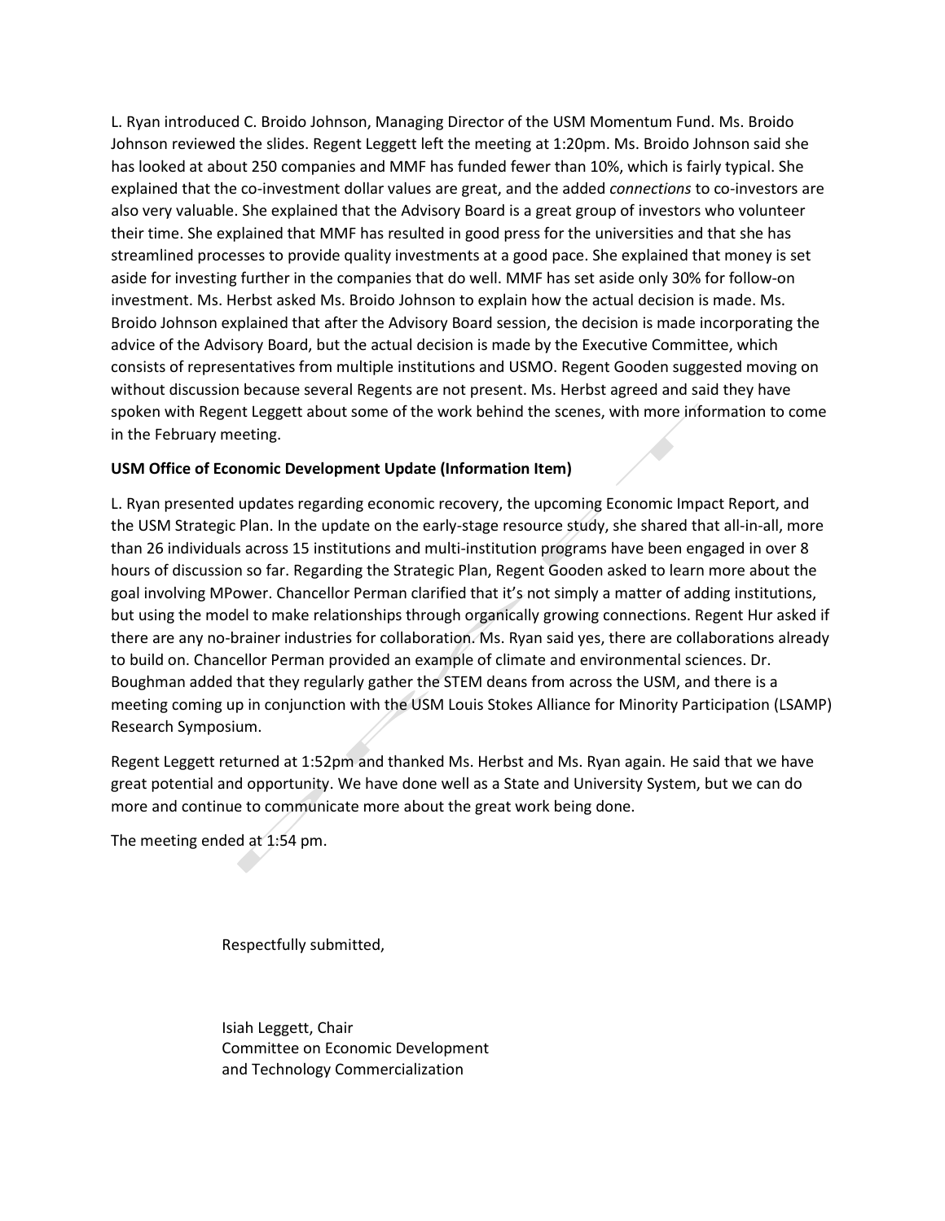L. Ryan introduced C. Broido Johnson, Managing Director of the USM Momentum Fund. Ms. Broido Johnson reviewed the slides. Regent Leggett left the meeting at 1:20pm. Ms. Broido Johnson said she has looked at about 250 companies and MMF has funded fewer than 10%, which is fairly typical. She explained that the co-investment dollar values are great, and the added *connections* to co-investors are also very valuable. She explained that the Advisory Board is a great group of investors who volunteer their time. She explained that MMF has resulted in good press for the universities and that she has streamlined processes to provide quality investments at a good pace. She explained that money is set aside for investing further in the companies that do well. MMF has set aside only 30% for follow-on investment. Ms. Herbst asked Ms. Broido Johnson to explain how the actual decision is made. Ms. Broido Johnson explained that after the Advisory Board session, the decision is made incorporating the advice of the Advisory Board, but the actual decision is made by the Executive Committee, which consists of representatives from multiple institutions and USMO. Regent Gooden suggested moving on without discussion because several Regents are not present. Ms. Herbst agreed and said they have spoken with Regent Leggett about some of the work behind the scenes, with more information to come in the February meeting.

**USM Office of Economic Development Update (Information Item)**

L. Ryan presented updates regarding economic recovery, the upcoming Economic Impact Report, and the USM Strategic Plan. In the update on the early-stage resource study, she shared that all-in-all, more than 26 individuals across 15 institutions and multi-institution programs have been engaged in over 8 hours of discussion so far. Regarding the Strategic Plan, Regent Gooden asked to learn more about the goal involving MPower. Chancellor Perman clarified that it's not simply a matter of adding institutions, but using the model to make relationships through organically growing connections. Regent Hur asked if there are any no-brainer industries for collaboration. Ms. Ryan said yes, there are collaborations already to build on. Chancellor Perman provided an example of climate and environmental sciences. Dr. Boughman added that they regularly gather the STEM deans from across the USM, and there is a meeting coming up in conjunction with the USM Louis Stokes Alliance for Minority Participation (LSAMP) Research Symposium.

Regent Leggett returned at 1:52pm and thanked Ms. Herbst and Ms. Ryan again. He said that we have great potential and opportunity. We have done well as a State and University System, but we can do more and continue to communicate more about the great work being done.

The meeting ended at 1:54 pm.

Respectfully submitted,

Isiah Leggett, Chair
Committee on Economic Development
and Technology Commercialization